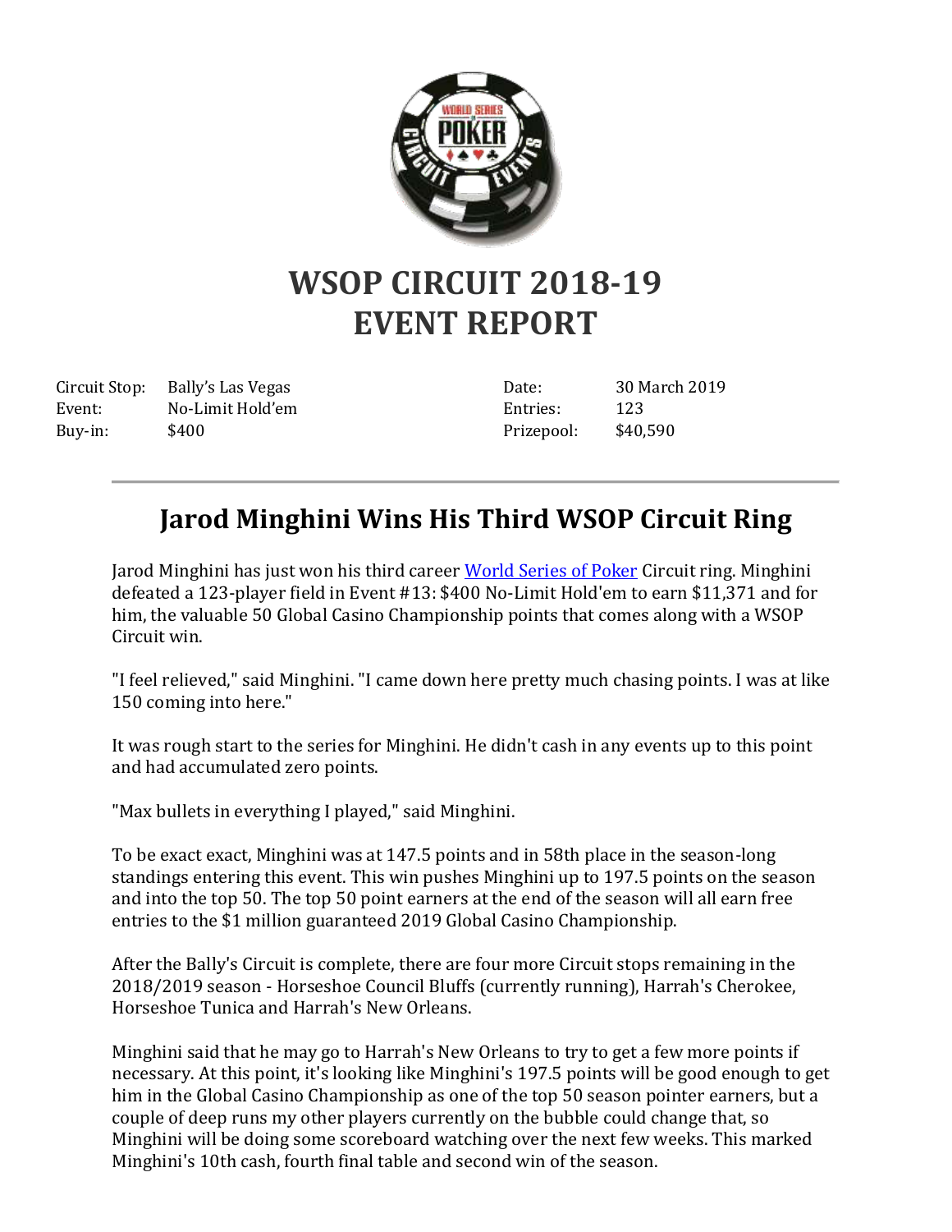# WSOP CIRCUIT 2018-19
# EVENT REPORT

| | | | |
|---|---|---|---|
| Circuit Stop: | Bally's Las Vegas | Date: | 30 March 2019 |
| Event: | No-Limit Hold'em | Entries: | 123 |
| Buy-in: | $400 | Prizepool: | $40,590 |

---

## Jarod Minghini Wins His Third WSOP Circuit Ring

Jarod Minghini has just won his third career [World Series of Poker](#) Circuit ring. Minghini defeated a 123-player field in Event #13: $400 No-Limit Hold'em to earn $11,371 and for him, the valuable 50 Global Casino Championship points that comes along with a WSOP Circuit win.

"I feel relieved," said Minghini. "I came down here pretty much chasing points. I was at like 150 coming into here."

It was rough start to the series for Minghini. He didn't cash in any events up to this point and had accumulated zero points.

"Max bullets in everything I played," said Minghini.

To be exact exact, Minghini was at 147.5 points and in 58th place in the season-long standings entering this event. This win pushes Minghini up to 197.5 points on the season and into the top 50. The top 50 point earners at the end of the season will all earn free entries to the $1 million guaranteed 2019 Global Casino Championship.

After the Bally's Circuit is complete, there are four more Circuit stops remaining in the 2018/2019 season - Horseshoe Council Bluffs (currently running), Harrah's Cherokee, Horseshoe Tunica and Harrah's New Orleans.

Minghini said that he may go to Harrah's New Orleans to try to get a few more points if necessary. At this point, it's looking like Minghini's 197.5 points will be good enough to get him in the Global Casino Championship as one of the top 50 season pointer earners, but a couple of deep runs my other players currently on the bubble could change that, so Minghini will be doing some scoreboard watching over the next few weeks. This marked Minghini's 10th cash, fourth final table and second win of the season.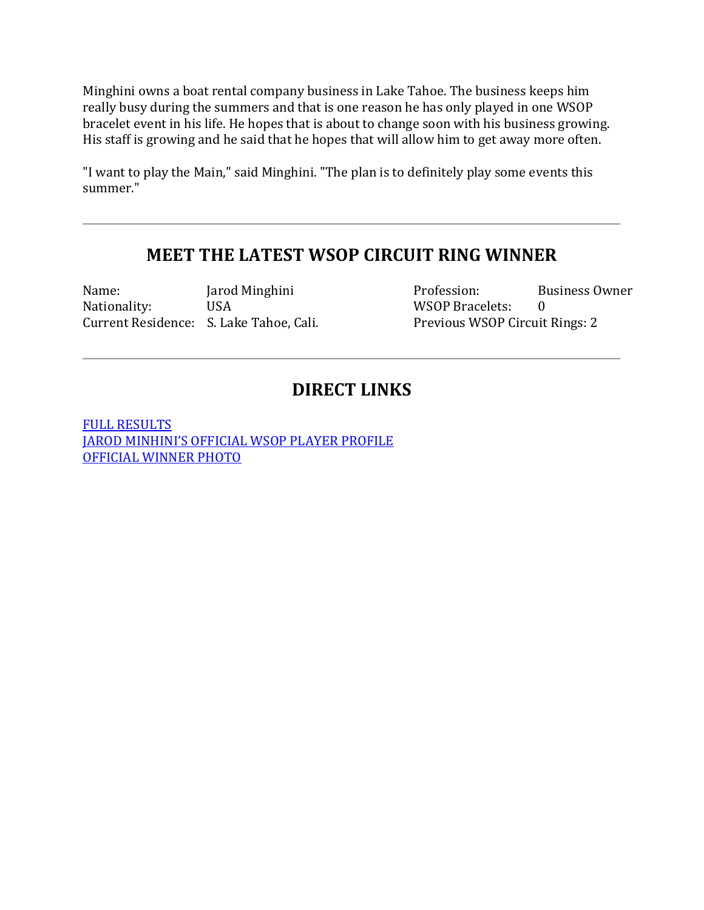Minghini owns a boat rental company business in Lake Tahoe. The business keeps him really busy during the summers and that is one reason he has only played in one WSOP bracelet event in his life. He hopes that is about to change soon with his business growing. His staff is growing and he said that he hopes that will allow him to get away more often.

"I want to play the Main," said Minghini. "The plan is to definitely play some events this summer."

---

## MEET THE LATEST WSOP CIRCUIT RING WINNER

| | | | |
|---|---|---|---|
| Name: | Jarod Minghini | Profession: | Business Owner |
| Nationality: | USA | WSOP Bracelets: | 0 |
| Current Residence: | S. Lake Tahoe, Cali. | Previous WSOP Circuit Rings: | 2 |

---

## DIRECT LINKS

FULL RESULTS
JAROD MINHINI'S OFFICIAL WSOP PLAYER PROFILE
OFFICIAL WINNER PHOTO